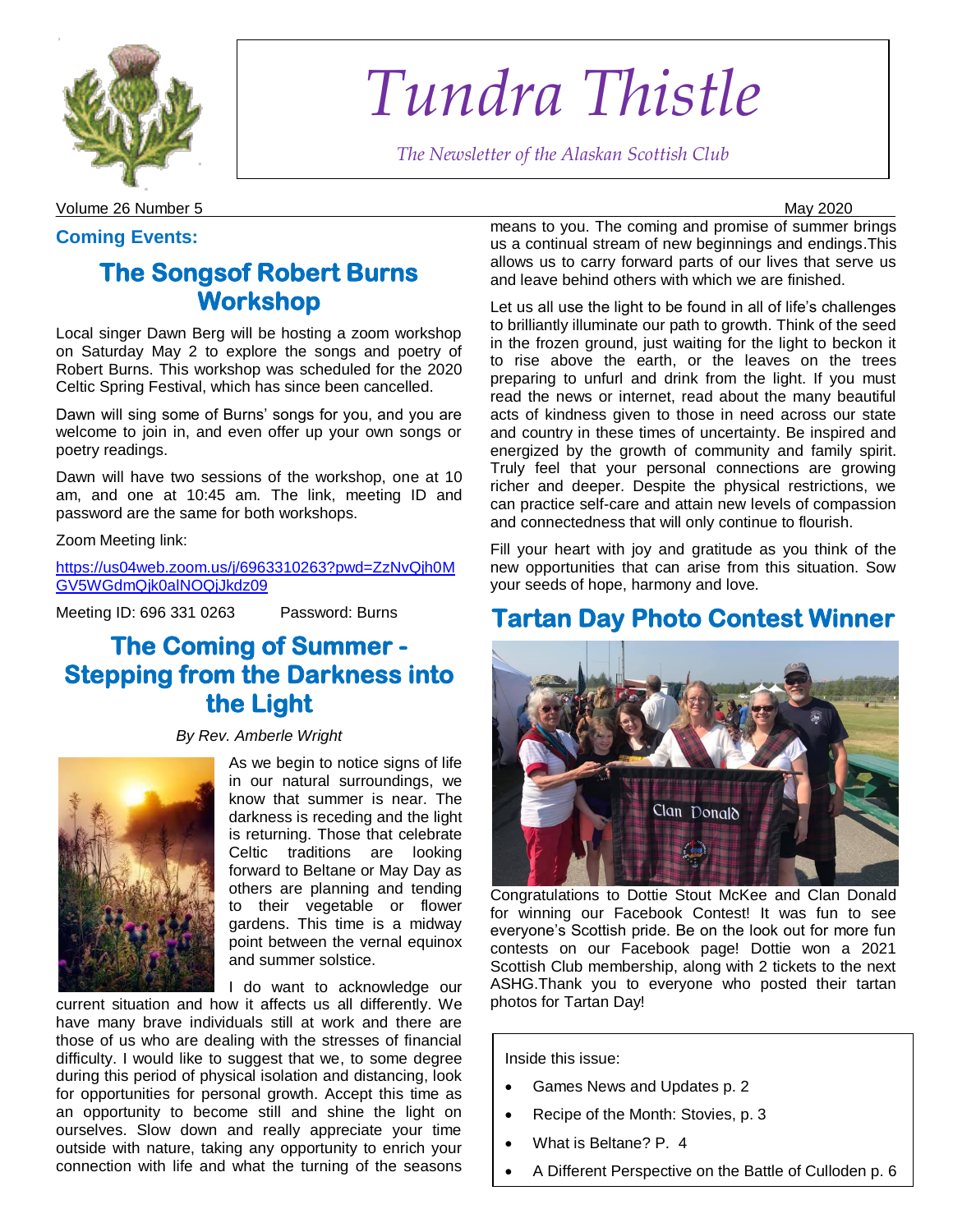# Tundra Thistle

*The Newsletter of the Alaskan Scottish Club*

Volume 26 Number 5 May 2020

**Coming Events:**

## The Songsof Robert Burns Workshop

Local singer Dawn Berg will be hosting a zoom workshop on Saturday May 2 to explore the songs and poetry of Robert Burns. This workshop was scheduled for the 2020 Celtic Spring Festival, which has since been cancelled.

Dawn will sing some of Burns' songs for you, and you are welcome to join in, and even offer up your own songs or poetry readings.

Dawn will have two sessions of the workshop, one at 10 am, and one at 10:45 am. The link, meeting ID and password are the same for both workshops.

Zoom Meeting link:

https://us04web.zoom.us/j/6963310263?pwd=ZzNvQjh0MGV5WGdmQjk0alNOQjJkdz09

Meeting ID: 696 331 0263 Password: Burns

## The Coming of Summer - Stepping from the Darkness into the Light

*By Rev. Amberle Wright*

As we begin to notice signs of life in our natural surroundings, we know that summer is near. The darkness is receding and the light is returning. Those that celebrate Celtic traditions are looking forward to Beltane or May Day as others are planning and tending to their vegetable or flower gardens. This time is a midway point between the vernal equinox and summer solstice.

I do want to acknowledge our current situation and how it affects us all differently. We have many brave individuals still at work and there are those of us who are dealing with the stresses of financial difficulty. I would like to suggest that we, to some degree during this period of physical isolation and distancing, look for opportunities for personal growth. Accept this time as an opportunity to become still and shine the light on ourselves. Slow down and really appreciate your time outside with nature, taking any opportunity to enrich your connection with life and what the turning of the seasons means to you. The coming and promise of summer brings us a continual stream of new beginnings and endings.This allows us to carry forward parts of our lives that serve us and leave behind others with which we are finished.

Let us all use the light to be found in all of life's challenges to brilliantly illuminate our path to growth. Think of the seed in the frozen ground, just waiting for the light to beckon it to rise above the earth, or the leaves on the trees preparing to unfurl and drink from the light. If you must read the news or internet, read about the many beautiful acts of kindness given to those in need across our state and country in these times of uncertainty. Be inspired and energized by the growth of community and family spirit. Truly feel that your personal connections are growing richer and deeper. Despite the physical restrictions, we can practice self-care and attain new levels of compassion and connectedness that will only continue to flourish.

Fill your heart with joy and gratitude as you think of the new opportunities that can arise from this situation. Sow your seeds of hope, harmony and love.

## Tartan Day Photo Contest Winner

Congratulations to Dottie Stout McKee and Clan Donald for winning our Facebook Contest! It was fun to see everyone's Scottish pride. Be on the look out for more fun contests on our Facebook page! Dottie won a 2021 Scottish Club membership, along with 2 tickets to the next ASHG.Thank you to everyone who posted their tartan photos for Tartan Day!

Inside this issue:

- Games News and Updates p. 2
- Recipe of the Month: Stovies, p. 3
- What is Beltane? P. 4
- A Different Perspective on the Battle of Culloden p. 6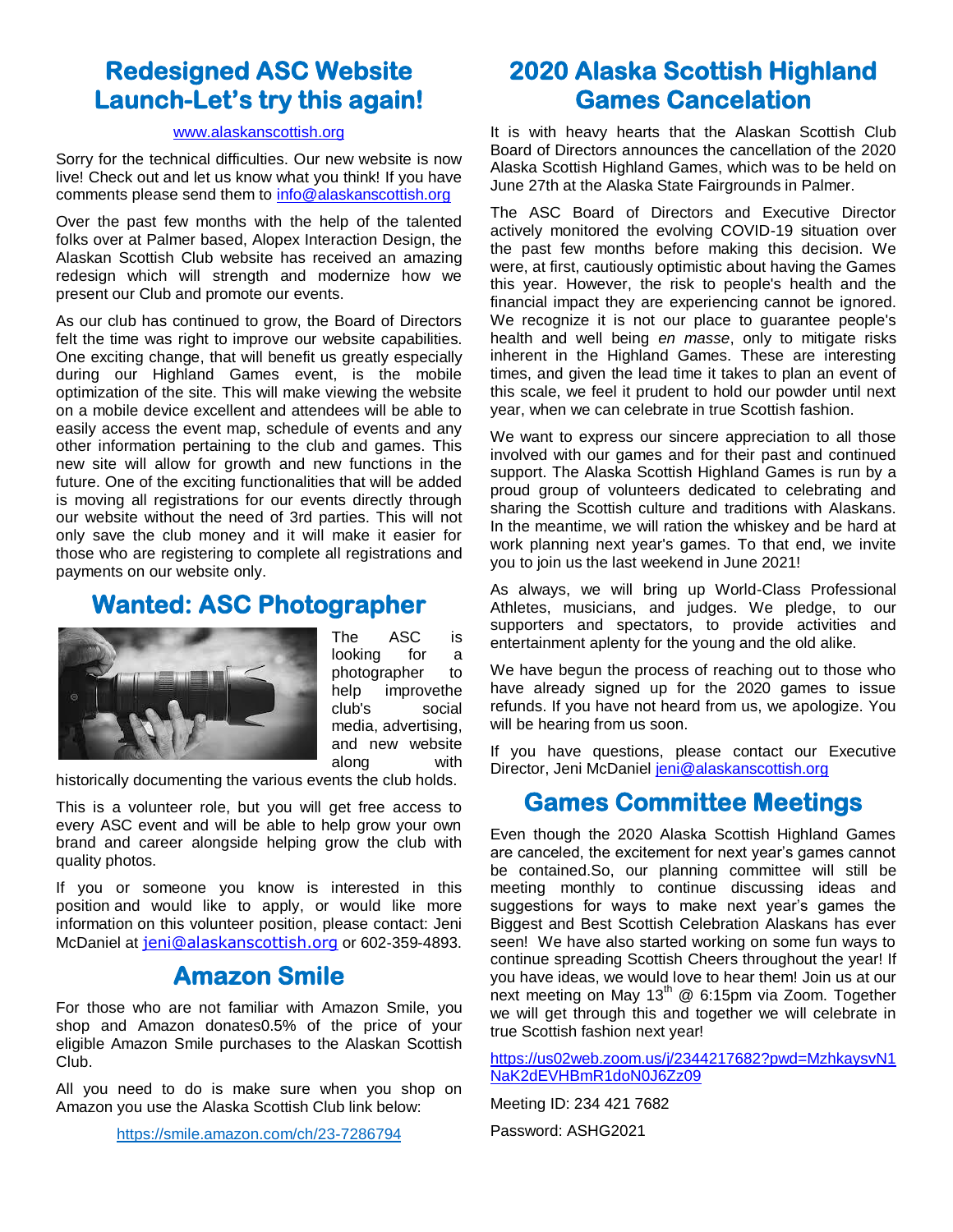## Redesigned ASC Website Launch-Let's try this again!

[www.alaskanscottish.org](http://www.alaskanscottish.org)

Sorry for the technical difficulties. Our new website is now live! Check out and let us know what you think! If you have comments please send them to info@alaskanscottish.org

Over the past few months with the help of the talented folks over at Palmer based, Alopex Interaction Design, the Alaskan Scottish Club website has received an amazing redesign which will strength and modernize how we present our Club and promote our events.

As our club has continued to grow, the Board of Directors felt the time was right to improve our website capabilities. One exciting change, that will benefit us greatly especially during our Highland Games event, is the mobile optimization of the site. This will make viewing the website on a mobile device excellent and attendees will be able to easily access the event map, schedule of events and any other information pertaining to the club and games. This new site will allow for growth and new functions in the future. One of the exciting functionalities that will be added is moving all registrations for our events directly through our website without the need of 3rd parties. This will not only save the club money and it will make it easier for those who are registering to complete all registrations and payments on our website only.

## Wanted: ASC Photographer

The ASC is looking for a photographer to help improvethe club's social media, advertising, and new website along with historically documenting the various events the club holds.

This is a volunteer role, but you will get free access to every ASC event and will be able to help grow your own brand and career alongside helping grow the club with quality photos.

If you or someone you know is interested in this position and would like to apply, or would like more information on this volunteer position, please contact: Jeni McDaniel at jeni@alaskanscottish.org or 602-359-4893.

## Amazon Smile

For those who are not familiar with Amazon Smile, you shop and Amazon donates0.5% of the price of your eligible Amazon Smile purchases to the Alaskan Scottish Club.

All you need to do is make sure when you shop on Amazon you use the Alaska Scottish Club link below:

[https://smile.amazon.com/ch/23-7286794](https://smile.amazon.com/ch/23-7286794)

## 2020 Alaska Scottish Highland Games Cancelation

It is with heavy hearts that the Alaskan Scottish Club Board of Directors announces the cancellation of the 2020 Alaska Scottish Highland Games, which was to be held on June 27th at the Alaska State Fairgrounds in Palmer.

The ASC Board of Directors and Executive Director actively monitored the evolving COVID-19 situation over the past few months before making this decision. We were, at first, cautiously optimistic about having the Games this year. However, the risk to people's health and the financial impact they are experiencing cannot be ignored. We recognize it is not our place to guarantee people's health and well being *en masse*, only to mitigate risks inherent in the Highland Games. These are interesting times, and given the lead time it takes to plan an event of this scale, we feel it prudent to hold our powder until next year, when we can celebrate in true Scottish fashion.

We want to express our sincere appreciation to all those involved with our games and for their past and continued support. The Alaska Scottish Highland Games is run by a proud group of volunteers dedicated to celebrating and sharing the Scottish culture and traditions with Alaskans. In the meantime, we will ration the whiskey and be hard at work planning next year's games. To that end, we invite you to join us the last weekend in June 2021!

As always, we will bring up World-Class Professional Athletes, musicians, and judges. We pledge, to our supporters and spectators, to provide activities and entertainment aplenty for the young and the old alike.

We have begun the process of reaching out to those who have already signed up for the 2020 games to issue refunds. If you have not heard from us, we apologize. You will be hearing from us soon.

If you have questions, please contact our Executive Director, Jeni McDaniel jeni@alaskanscottish.org

## Games Committee Meetings

Even though the 2020 Alaska Scottish Highland Games are canceled, the excitement for next year's games cannot be contained.So, our planning committee will still be meeting monthly to continue discussing ideas and suggestions for ways to make next year's games the Biggest and Best Scottish Celebration Alaskans has ever seen! We have also started working on some fun ways to continue spreading Scottish Cheers throughout the year! If you have ideas, we would love to hear them! Join us at our next meeting on May 13th @ 6:15pm via Zoom. Together we will get through this and together we will celebrate in true Scottish fashion next year!

[https://us02web.zoom.us/j/2344217682?pwd=MzhkaysvN1NaK2dEVHBmR1doN0J6Zz09](https://us02web.zoom.us/j/2344217682?pwd=MzhkaysvN1NaK2dEVHBmR1doN0J6Zz09)

Meeting ID: 234 421 7682

Password: ASHG2021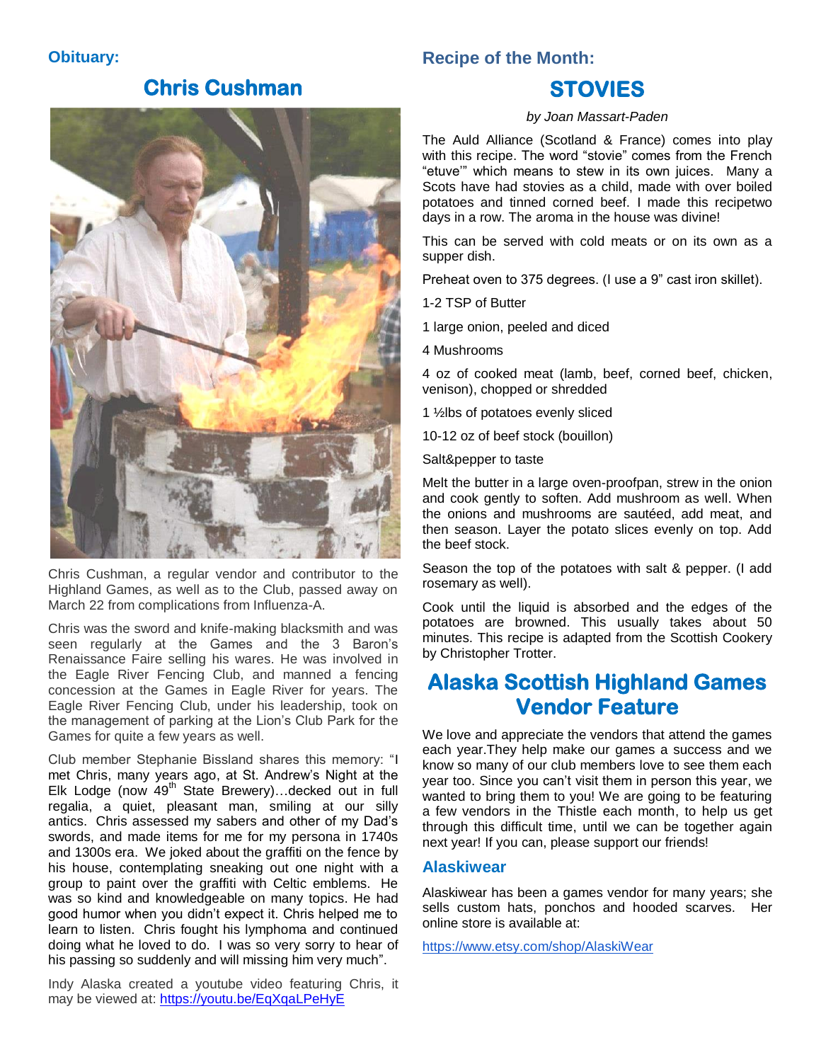**Obituary:**

## Chris Cushman

Chris Cushman, a regular vendor and contributor to the Highland Games, as well as to the Club, passed away on March 22 from complications from Influenza-A.

Chris was the sword and knife-making blacksmith and was seen regularly at the Games and the 3 Baron's Renaissance Faire selling his wares. He was involved in the Eagle River Fencing Club, and manned a fencing concession at the Games in Eagle River for years. The Eagle River Fencing Club, under his leadership, took on the management of parking at the Lion's Club Park for the Games for quite a few years as well.

Club member Stephanie Bissland shares this memory: "I met Chris, many years ago, at St. Andrew's Night at the Elk Lodge (now 49th State Brewery)…decked out in full regalia, a quiet, pleasant man, smiling at our silly antics. Chris assessed my sabers and other of my Dad's swords, and made items for me for my persona in 1740s and 1300s era. We joked about the graffiti on the fence by his house, contemplating sneaking out one night with a group to paint over the graffiti with Celtic emblems. He was so kind and knowledgeable on many topics. He had good humor when you didn't expect it. Chris helped me to learn to listen. Chris fought his lymphoma and continued doing what he loved to do. I was so very sorry to hear of his passing so suddenly and will missing him very much".

Indy Alaska created a youtube video featuring Chris, it may be viewed at: https://youtu.be/EqXqaLPeHyE

**Recipe of the Month:**

## STOVIES

*by Joan Massart-Paden*

The Auld Alliance (Scotland & France) comes into play with this recipe. The word "stovie" comes from the French "etuve'" which means to stew in its own juices. Many a Scots have had stovies as a child, made with over boiled potatoes and tinned corned beef. I made this recipetwo days in a row. The aroma in the house was divine!

This can be served with cold meats or on its own as a supper dish.

Preheat oven to 375 degrees. (I use a 9" cast iron skillet).

1-2 TSP of Butter

1 large onion, peeled and diced

4 Mushrooms

4 oz of cooked meat (lamb, beef, corned beef, chicken, venison), chopped or shredded

1 ½lbs of potatoes evenly sliced

10-12 oz of beef stock (bouillon)

Salt&pepper to taste

Melt the butter in a large oven-proofpan, strew in the onion and cook gently to soften. Add mushroom as well. When the onions and mushrooms are sautéed, add meat, and then season. Layer the potato slices evenly on top. Add the beef stock.

Season the top of the potatoes with salt & pepper. (I add rosemary as well).

Cook until the liquid is absorbed and the edges of the potatoes are browned. This usually takes about 50 minutes. This recipe is adapted from the Scottish Cookery by Christopher Trotter.

## Alaska Scottish Highland Games Vendor Feature

We love and appreciate the vendors that attend the games each year.They help make our games a success and we know so many of our club members love to see them each year too. Since you can't visit them in person this year, we wanted to bring them to you! We are going to be featuring a few vendors in the Thistle each month, to help us get through this difficult time, until we can be together again next year! If you can, please support our friends!

### Alaskiwear

Alaskiwear has been a games vendor for many years; she sells custom hats, ponchos and hooded scarves. Her online store is available at:

https://www.etsy.com/shop/AlaskiWear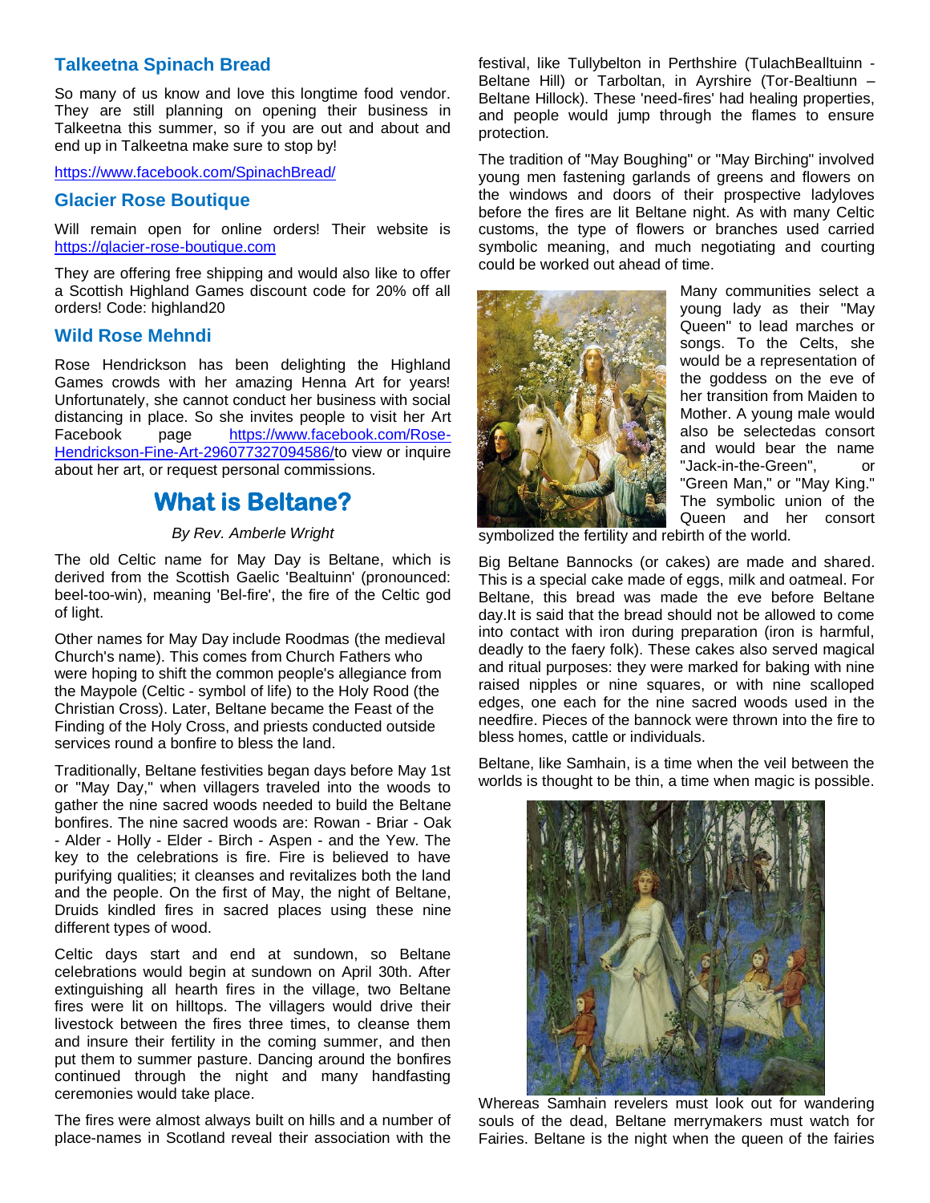## Talkeetna Spinach Bread

So many of us know and love this longtime food vendor. They are still planning on opening their business in Talkeetna this summer, so if you are out and about and end up in Talkeetna make sure to stop by!

https://www.facebook.com/SpinachBread/

## Glacier Rose Boutique

Will remain open for online orders! Their website is https://glacier-rose-boutique.com

They are offering free shipping and would also like to offer a Scottish Highland Games discount code for 20% off all orders! Code: highland20

## Wild Rose Mehndi

Rose Hendrickson has been delighting the Highland Games crowds with her amazing Henna Art for years! Unfortunately, she cannot conduct her business with social distancing in place. So she invites people to visit her Art Facebook page https://www.facebook.com/Rose-Hendrickson-Fine-Art-296077327094586/to view or inquire about her art, or request personal commissions.

# What is Beltane?

*By Rev. Amberle Wright*

The old Celtic name for May Day is Beltane, which is derived from the Scottish Gaelic 'Bealtuinn' (pronounced: beel-too-win), meaning 'Bel-fire', the fire of the Celtic god of light.

Other names for May Day include Roodmas (the medieval Church's name). This comes from Church Fathers who were hoping to shift the common people's allegiance from the Maypole (Celtic - symbol of life) to the Holy Rood (the Christian Cross). Later, Beltane became the Feast of the Finding of the Holy Cross, and priests conducted outside services round a bonfire to bless the land.

Traditionally, Beltane festivities began days before May 1st or "May Day," when villagers traveled into the woods to gather the nine sacred woods needed to build the Beltane bonfires. The nine sacred woods are: Rowan - Briar - Oak - Alder - Holly - Elder - Birch - Aspen - and the Yew. The key to the celebrations is fire. Fire is believed to have purifying qualities; it cleanses and revitalizes both the land and the people. On the first of May, the night of Beltane, Druids kindled fires in sacred places using these nine different types of wood.

Celtic days start and end at sundown, so Beltane celebrations would begin at sundown on April 30th. After extinguishing all hearth fires in the village, two Beltane fires were lit on hilltops. The villagers would drive their livestock between the fires three times, to cleanse them and insure their fertility in the coming summer, and then put them to summer pasture. Dancing around the bonfires continued through the night and many handfasting ceremonies would take place.

The fires were almost always built on hills and a number of place-names in Scotland reveal their association with the festival, like Tullybelton in Perthshire (TulachBealltuinn - Beltane Hill) or Tarboltan, in Ayrshire (Tor-Bealtiunn – Beltane Hillock). These 'need-fires' had healing properties, and people would jump through the flames to ensure protection.

The tradition of "May Boughing" or "May Birching" involved young men fastening garlands of greens and flowers on the windows and doors of their prospective ladyloves before the fires are lit Beltane night. As with many Celtic customs, the type of flowers or branches used carried symbolic meaning, and much negotiating and courting could be worked out ahead of time.

Many communities select a young lady as their "May Queen" to lead marches or songs. To the Celts, she would be a representation of the goddess on the eve of her transition from Maiden to Mother. A young male would also be selectedas consort and would bear the name "Jack-in-the-Green", or "Green Man," or "May King." The symbolic union of the Queen and her consort symbolized the fertility and rebirth of the world.

Big Beltane Bannocks (or cakes) are made and shared. This is a special cake made of eggs, milk and oatmeal. For Beltane, this bread was made the eve before Beltane day.It is said that the bread should not be allowed to come into contact with iron during preparation (iron is harmful, deadly to the faery folk). These cakes also served magical and ritual purposes: they were marked for baking with nine raised nipples or nine squares, or with nine scalloped edges, one each for the nine sacred woods used in the needfire. Pieces of the bannock were thrown into the fire to bless homes, cattle or individuals.

Beltane, like Samhain, is a time when the veil between the worlds is thought to be thin, a time when magic is possible.

Whereas Samhain revelers must look out for wandering souls of the dead, Beltane merrymakers must watch for Fairies. Beltane is the night when the queen of the fairies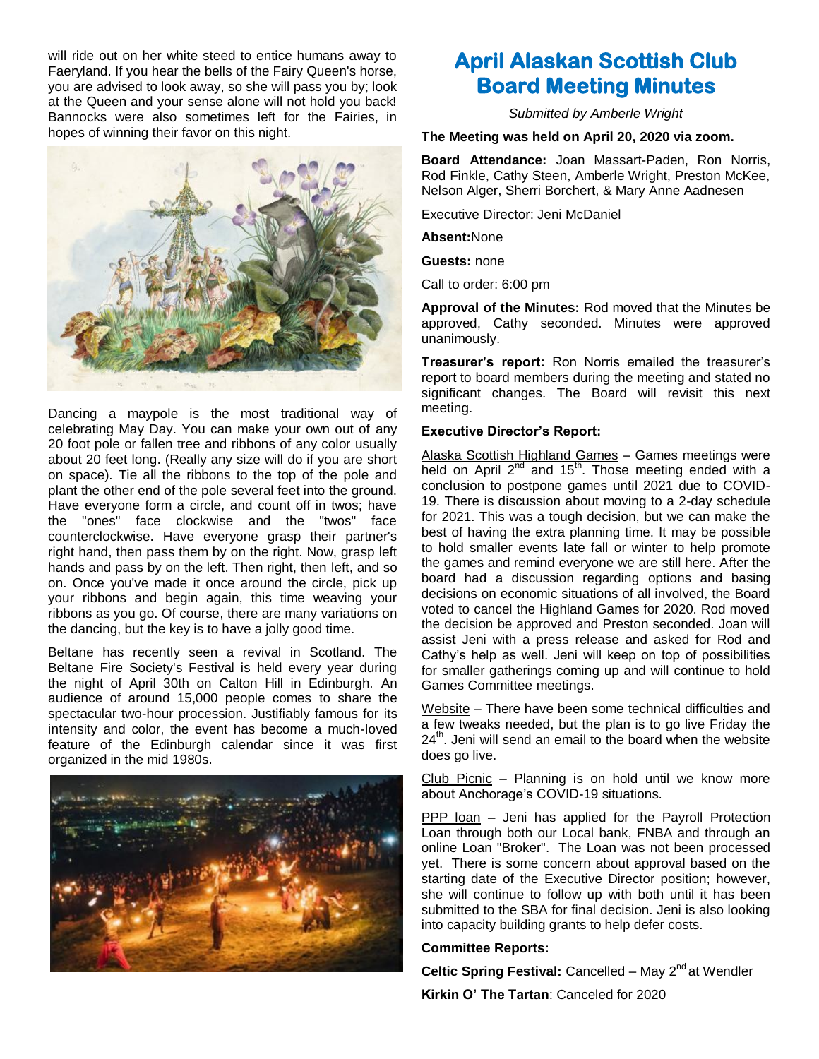will ride out on her white steed to entice humans away to Faeryland. If you hear the bells of the Fairy Queen's horse, you are advised to look away, so she will pass you by; look at the Queen and your sense alone will not hold you back! Bannocks were also sometimes left for the Fairies, in hopes of winning their favor on this night.

Dancing a maypole is the most traditional way of celebrating May Day. You can make your own out of any 20 foot pole or fallen tree and ribbons of any color usually about 20 feet long. (Really any size will do if you are short on space). Tie all the ribbons to the top of the pole and plant the other end of the pole several feet into the ground. Have everyone form a circle, and count off in twos; have the "ones" face clockwise and the "twos" face counterclockwise. Have everyone grasp their partner's right hand, then pass them by on the right. Now, grasp left hands and pass by on the left. Then right, then left, and so on. Once you've made it once around the circle, pick up your ribbons and begin again, this time weaving your ribbons as you go. Of course, there are many variations on the dancing, but the key is to have a jolly good time.

Beltane has recently seen a revival in Scotland. The Beltane Fire Society's Festival is held every year during the night of April 30th on Calton Hill in Edinburgh. An audience of around 15,000 people comes to share the spectacular two-hour procession. Justifiably famous for its intensity and color, the event has become a much-loved feature of the Edinburgh calendar since it was first organized in the mid 1980s.

# April Alaskan Scottish Club Board Meeting Minutes

*Submitted by Amberle Wright*

**The Meeting was held on April 20, 2020 via zoom.**

**Board Attendance:** Joan Massart-Paden, Ron Norris, Rod Finkle, Cathy Steen, Amberle Wright, Preston McKee, Nelson Alger, Sherri Borchert, & Mary Anne Aadnesen

Executive Director: Jeni McDaniel

**Absent:** None

**Guests:** none

Call to order: 6:00 pm

**Approval of the Minutes:** Rod moved that the Minutes be approved, Cathy seconded. Minutes were approved unanimously.

**Treasurer's report:** Ron Norris emailed the treasurer's report to board members during the meeting and stated no significant changes. The Board will revisit this next meeting.

**Executive Director's Report:**

Alaska Scottish Highland Games – Games meetings were held on April 2nd and 15th. Those meeting ended with a conclusion to postpone games until 2021 due to COVID-19. There is discussion about moving to a 2-day schedule for 2021. This was a tough decision, but we can make the best of having the extra planning time. It may be possible to hold smaller events late fall or winter to help promote the games and remind everyone we are still here. After the board had a discussion regarding options and basing decisions on economic situations of all involved, the Board voted to cancel the Highland Games for 2020. Rod moved the decision be approved and Preston seconded. Joan will assist Jeni with a press release and asked for Rod and Cathy's help as well. Jeni will keep on top of possibilities for smaller gatherings coming up and will continue to hold Games Committee meetings.

Website – There have been some technical difficulties and a few tweaks needed, but the plan is to go live Friday the 24th. Jeni will send an email to the board when the website does go live.

Club Picnic – Planning is on hold until we know more about Anchorage's COVID-19 situations.

PPP loan – Jeni has applied for the Payroll Protection Loan through both our Local bank, FNBA and through an online Loan "Broker". The Loan was not been processed yet. There is some concern about approval based on the starting date of the Executive Director position; however, she will continue to follow up with both until it has been submitted to the SBA for final decision. Jeni is also looking into capacity building grants to help defer costs.

**Committee Reports:**

**Celtic Spring Festival:** Cancelled – May 2nd at Wendler

**Kirkin O' The Tartan**: Canceled for 2020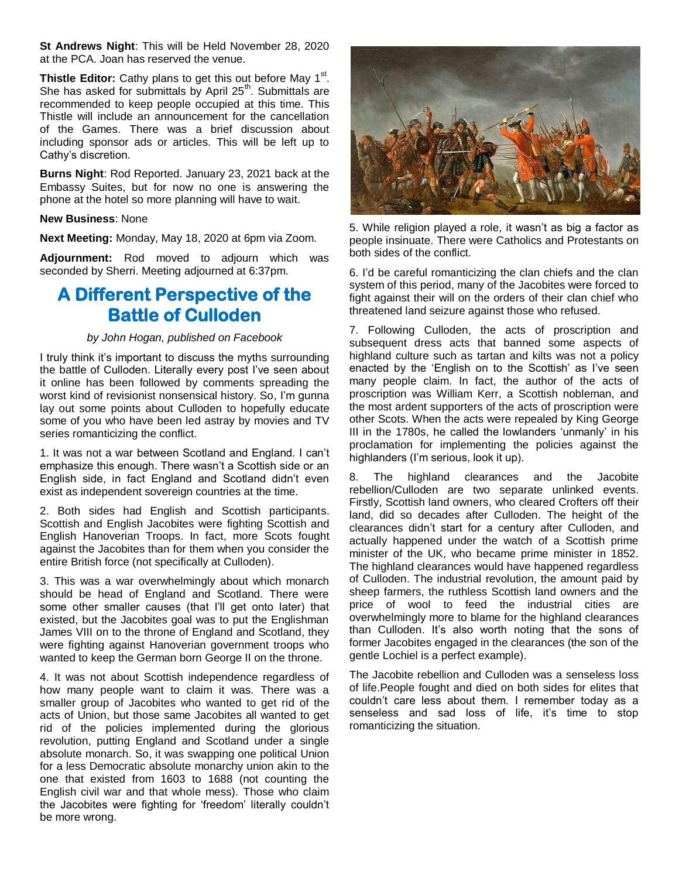**St Andrews Night**: This will be Held November 28, 2020 at the PCA. Joan has reserved the venue.

**Thistle Editor:** Cathy plans to get this out before May 1st. She has asked for submittals by April 25th. Submittals are recommended to keep people occupied at this time. This Thistle will include an announcement for the cancellation of the Games. There was a brief discussion about including sponsor ads or articles. This will be left up to Cathy's discretion.

**Burns Night**: Rod Reported. January 23, 2021 back at the Embassy Suites, but for now no one is answering the phone at the hotel so more planning will have to wait.

**New Business**: None

**Next Meeting:** Monday, May 18, 2020 at 6pm via Zoom.

**Adjournment:** Rod moved to adjourn which was seconded by Sherri. Meeting adjourned at 6:37pm.

# A Different Perspective of the Battle of Culloden

*by John Hogan, published on Facebook*

I truly think it's important to discuss the myths surrounding the battle of Culloden. Literally every post I've seen about it online has been followed by comments spreading the worst kind of revisionist nonsensical history. So, I'm gunna lay out some points about Culloden to hopefully educate some of you who have been led astray by movies and TV series romanticizing the conflict.

1. It was not a war between Scotland and England. I can't emphasize this enough. There wasn't a Scottish side or an English side, in fact England and Scotland didn't even exist as independent sovereign countries at the time.

2. Both sides had English and Scottish participants. Scottish and English Jacobites were fighting Scottish and English Hanoverian Troops. In fact, more Scots fought against the Jacobites than for them when you consider the entire British force (not specifically at Culloden).

3. This was a war overwhelmingly about which monarch should be head of England and Scotland. There were some other smaller causes (that I'll get onto later) that existed, but the Jacobites goal was to put the Englishman James VIII on to the throne of England and Scotland, they were fighting against Hanoverian government troops who wanted to keep the German born George II on the throne.

4. It was not about Scottish independence regardless of how many people want to claim it was. There was a smaller group of Jacobites who wanted to get rid of the acts of Union, but those same Jacobites all wanted to get rid of the policies implemented during the glorious revolution, putting England and Scotland under a single absolute monarch. So, it was swapping one political Union for a less Democratic absolute monarchy union akin to the one that existed from 1603 to 1688 (not counting the English civil war and that whole mess). Those who claim the Jacobites were fighting for 'freedom' literally couldn't be more wrong.

5. While religion played a role, it wasn't as big a factor as people insinuate. There were Catholics and Protestants on both sides of the conflict.

6. I'd be careful romanticizing the clan chiefs and the clan system of this period, many of the Jacobites were forced to fight against their will on the orders of their clan chief who threatened land seizure against those who refused.

7. Following Culloden, the acts of proscription and subsequent dress acts that banned some aspects of highland culture such as tartan and kilts was not a policy enacted by the 'English on to the Scottish' as I've seen many people claim. In fact, the author of the acts of proscription was William Kerr, a Scottish nobleman, and the most ardent supporters of the acts of proscription were other Scots. When the acts were repealed by King George III in the 1780s, he called the lowlanders 'unmanly' in his proclamation for implementing the policies against the highlanders (I'm serious, look it up).

8. The highland clearances and the Jacobite rebellion/Culloden are two separate unlinked events. Firstly, Scottish land owners, who cleared Crofters off their land, did so decades after Culloden. The height of the clearances didn't start for a century after Culloden, and actually happened under the watch of a Scottish prime minister of the UK, who became prime minister in 1852. The highland clearances would have happened regardless of Culloden. The industrial revolution, the amount paid by sheep farmers, the ruthless Scottish land owners and the price of wool to feed the industrial cities are overwhelmingly more to blame for the highland clearances than Culloden. It's also worth noting that the sons of former Jacobites engaged in the clearances (the son of the gentle Lochiel is a perfect example).

The Jacobite rebellion and Culloden was a senseless loss of life.People fought and died on both sides for elites that couldn't care less about them. I remember today as a senseless and sad loss of life, it's time to stop romanticizing the situation.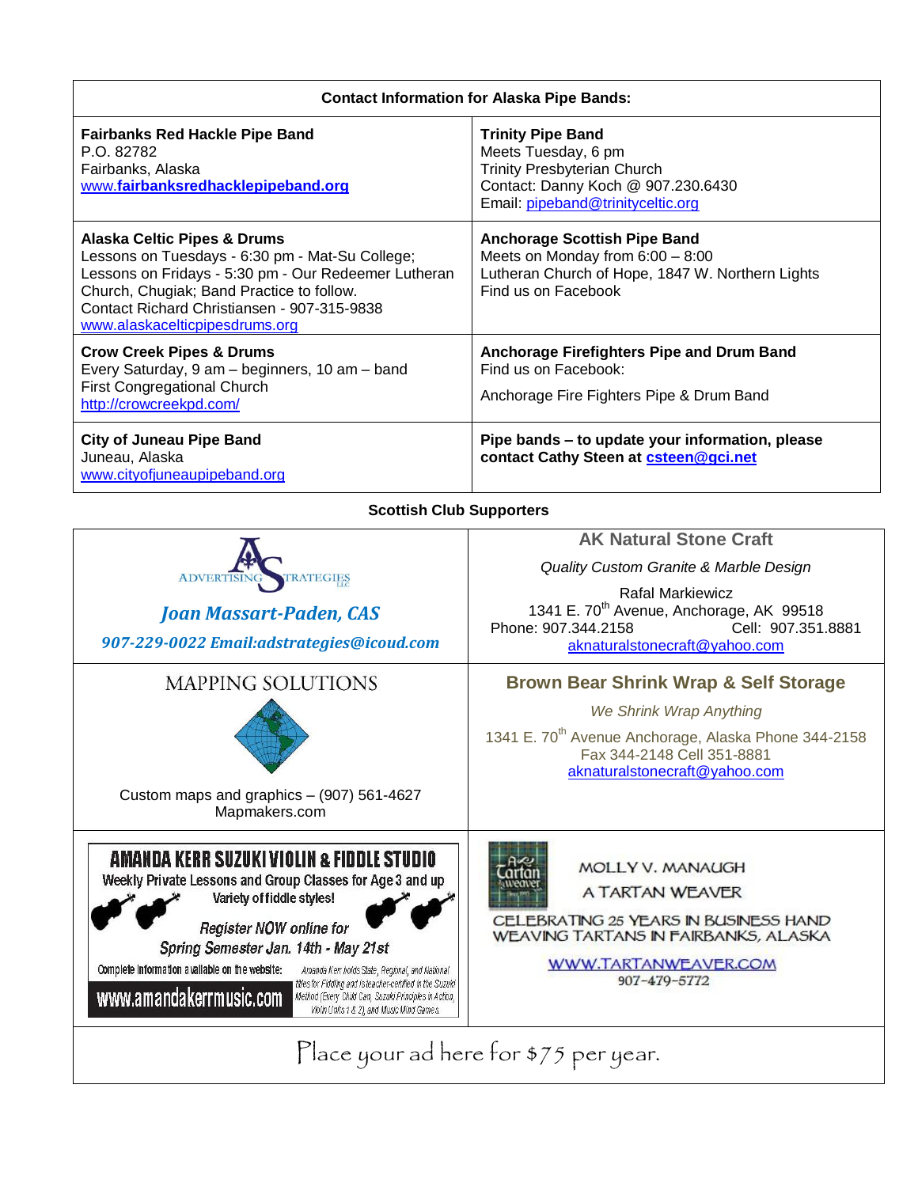| Contact Information for Alaska Pipe Bands: | |
|---|---|
| **Fairbanks Red Hackle Pipe Band**<br>P.O. 82782<br>Fairbanks, Alaska<br>www.**fairbanksredhacklepipeband.org** | **Trinity Pipe Band**<br>Meets Tuesday, 6 pm<br>Trinity Presbyterian Church<br>Contact: Danny Koch @ 907.230.6430<br>Email: pipeband@trinityceltic.org |
| **Alaska Celtic Pipes & Drums**<br>Lessons on Tuesdays - 6:30 pm - Mat-Su College;<br>Lessons on Fridays - 5:30 pm - Our Redeemer Lutheran Church, Chugiak; Band Practice to follow.<br>Contact Richard Christiansen - 907-315-9838<br>www.alaskacelticpipesdrums.org | **Anchorage Scottish Pipe Band**<br>Meets on Monday from 6:00 – 8:00<br>Lutheran Church of Hope, 1847 W. Northern Lights<br>Find us on Facebook |
| **Crow Creek Pipes & Drums**<br>Every Saturday, 9 am – beginners, 10 am – band<br>First Congregational Church<br>http://crowcreekpd.com/ | **Anchorage Firefighters Pipe and Drum Band**<br>Find us on Facebook:<br>Anchorage Fire Fighters Pipe & Drum Band |
| **City of Juneau Pipe Band**<br>Juneau, Alaska<br>www.cityofjuneaupipeband.org | **Pipe bands – to update your information, please contact Cathy Steen at csteen@gci.net** |

**Scottish Club Supporters**

| | |
|---|---|
| ADVERTISING STRATEGIES LLC<br>*Joan Massart-Paden, CAS*<br>*907-229-0022 Email:adstrategies@icoud.com* | **AK Natural Stone Craft**<br>*Quality Custom Granite & Marble Design*<br>Rafal Markiewicz<br>1341 E. 70th Avenue, Anchorage, AK 99518<br>Phone: 907.344.2158 Cell: 907.351.8881<br>aknaturalstonecraft@yahoo.com |
| MAPPING SOLUTIONS<br>Custom maps and graphics – (907) 561-4627<br>Mapmakers.com | **Brown Bear Shrink Wrap & Self Storage**<br>*We Shrink Wrap Anything*<br>1341 E. 70th Avenue Anchorage, Alaska Phone 344-2158<br>Fax 344-2148 Cell 351-8881<br>aknaturalstonecraft@yahoo.com |
| **AMANDA KERR SUZUKI VIOLIN & FIDDLE STUDIO**<br>Weekly Private Lessons and Group Classes for Age 3 and up<br>Variety of fiddle styles!<br>*Register NOW online for Spring Semester Jan. 14th - May 21st*<br>Complete information available on the website: www.amandakerrmusic.com<br>*Amanda Kerr holds State, Regional, and National titles for Fiddling and is teacher-certified in the Suzuki Method (Every Child Can, Suzuki Principles in Action, Violin Units 1 & 2), and Music Mind Games.* | A Tartan Weaver<br>MOLLY V. MANAUGH<br>A TARTAN WEAVER<br>CELEBRATING 25 YEARS IN BUSINESS HAND WEAVING TARTANS IN FAIRBANKS, ALASKA<br>WWW.TARTANWEAVER.COM<br>907-479-5772 |
| Place your ad here for $75 per year. | |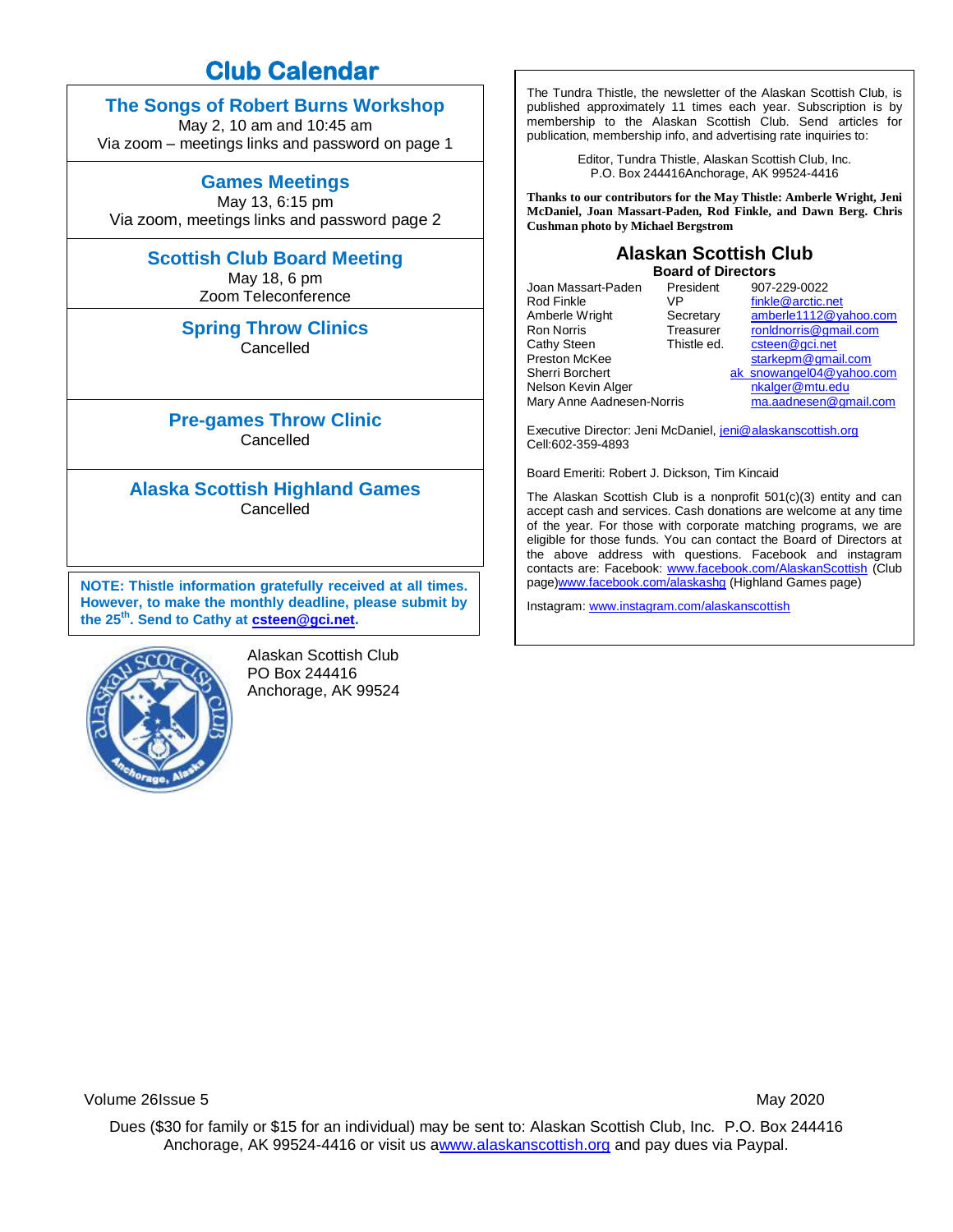# Club Calendar

## The Songs of Robert Burns Workshop

May 2, 10 am and 10:45 am
Via zoom – meetings links and password on page 1

## Games Meetings

May 13, 6:15 pm
Via zoom, meetings links and password page 2

## Scottish Club Board Meeting

May 18, 6 pm
Zoom Teleconference

## Spring Throw Clinics

Cancelled

## Pre-games Throw Clinic

Cancelled

## Alaska Scottish Highland Games

Cancelled

**NOTE: Thistle information gratefully received at all times. However, to make the monthly deadline, please submit by the 25th. Send to Cathy at csteen@gci.net.**

Alaskan Scottish Club
PO Box 244416
Anchorage, AK 99524

The Tundra Thistle, the newsletter of the Alaskan Scottish Club, is published approximately 11 times each year. Subscription is by membership to the Alaskan Scottish Club. Send articles for publication, membership info, and advertising rate inquiries to:

Editor, Tundra Thistle, Alaskan Scottish Club, Inc.
P.O. Box 244416Anchorage, AK 99524-4416

**Thanks to our contributors for the May Thistle: Amberle Wright, Jeni McDaniel, Joan Massart-Paden, Rod Finkle, and Dawn Berg. Chris Cushman photo by Michael Bergstrom**

## Alaskan Scottish Club

### Board of Directors

| | | |
|---|---|---|
| Joan Massart-Paden | President | 907-229-0022 |
| Rod Finkle | VP | finkle@arctic.net |
| Amberle Wright | Secretary | amberle1112@yahoo.com |
| Ron Norris | Treasurer | ronldnorris@gmail.com |
| Cathy Steen | Thistle ed. | csteen@gci.net |
| Preston McKee | | starkepm@gmail.com |
| Sherri Borchert | | ak_snowangel04@yahoo.com |
| Nelson Kevin Alger | | nkalger@mtu.edu |
| Mary Anne Aadnesen-Norris | | ma.aadnesen@gmail.com |

Executive Director: Jeni McDaniel, jeni@alaskanscottish.org
Cell:602-359-4893

Board Emeriti: Robert J. Dickson, Tim Kincaid

The Alaskan Scottish Club is a nonprofit 501(c)(3) entity and can accept cash and services. Cash donations are welcome at any time of the year. For those with corporate matching programs, we are eligible for those funds. You can contact the Board of Directors at the above address with questions. Facebook and instagram contacts are: Facebook: www.facebook.com/AlaskanScottish (Club page)www.facebook.com/alaskashg (Highland Games page)

Instagram: www.instagram.com/alaskanscottish

Dues ($30 for family or $15 for an individual) may be sent to: Alaskan Scottish Club, Inc. P.O. Box 244416 Anchorage, AK 99524-4416 or visit us awww.alaskanscottish.org and pay dues via Paypal.